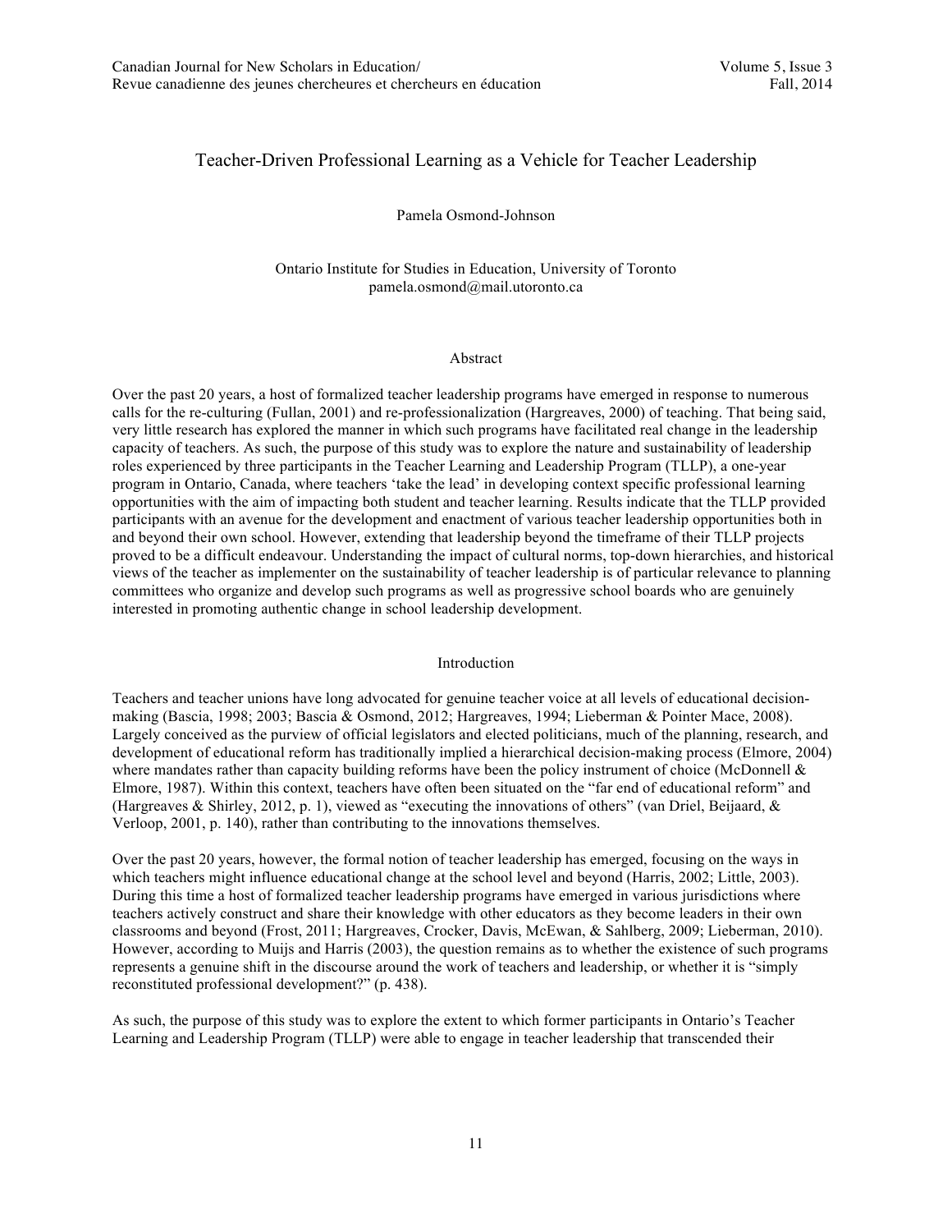# Teacher-Driven Professional Learning as a Vehicle for Teacher Leadership

Pamela Osmond-Johnson

Ontario Institute for Studies in Education, University of Toronto
pamela.osmond@mail.utoronto.ca

## Abstract

Over the past 20 years, a host of formalized teacher leadership programs have emerged in response to numerous calls for the re-culturing (Fullan, 2001) and re-professionalization (Hargreaves, 2000) of teaching. That being said, very little research has explored the manner in which such programs have facilitated real change in the leadership capacity of teachers. As such, the purpose of this study was to explore the nature and sustainability of leadership roles experienced by three participants in the Teacher Learning and Leadership Program (TLLP), a one-year program in Ontario, Canada, where teachers 'take the lead' in developing context specific professional learning opportunities with the aim of impacting both student and teacher learning. Results indicate that the TLLP provided participants with an avenue for the development and enactment of various teacher leadership opportunities both in and beyond their own school. However, extending that leadership beyond the timeframe of their TLLP projects proved to be a difficult endeavour. Understanding the impact of cultural norms, top-down hierarchies, and historical views of the teacher as implementer on the sustainability of teacher leadership is of particular relevance to planning committees who organize and develop such programs as well as progressive school boards who are genuinely interested in promoting authentic change in school leadership development.

## Introduction

Teachers and teacher unions have long advocated for genuine teacher voice at all levels of educational decision-making (Bascia, 1998; 2003; Bascia & Osmond, 2012; Hargreaves, 1994; Lieberman & Pointer Mace, 2008). Largely conceived as the purview of official legislators and elected politicians, much of the planning, research, and development of educational reform has traditionally implied a hierarchical decision-making process (Elmore, 2004) where mandates rather than capacity building reforms have been the policy instrument of choice (McDonnell & Elmore, 1987). Within this context, teachers have often been situated on the "far end of educational reform" and (Hargreaves & Shirley, 2012, p. 1), viewed as "executing the innovations of others" (van Driel, Beijaard, & Verloop, 2001, p. 140), rather than contributing to the innovations themselves.

Over the past 20 years, however, the formal notion of teacher leadership has emerged, focusing on the ways in which teachers might influence educational change at the school level and beyond (Harris, 2002; Little, 2003). During this time a host of formalized teacher leadership programs have emerged in various jurisdictions where teachers actively construct and share their knowledge with other educators as they become leaders in their own classrooms and beyond (Frost, 2011; Hargreaves, Crocker, Davis, McEwan, & Sahlberg, 2009; Lieberman, 2010). However, according to Muijs and Harris (2003), the question remains as to whether the existence of such programs represents a genuine shift in the discourse around the work of teachers and leadership, or whether it is "simply reconstituted professional development?" (p. 438).

As such, the purpose of this study was to explore the extent to which former participants in Ontario's Teacher Learning and Leadership Program (TLLP) were able to engage in teacher leadership that transcended their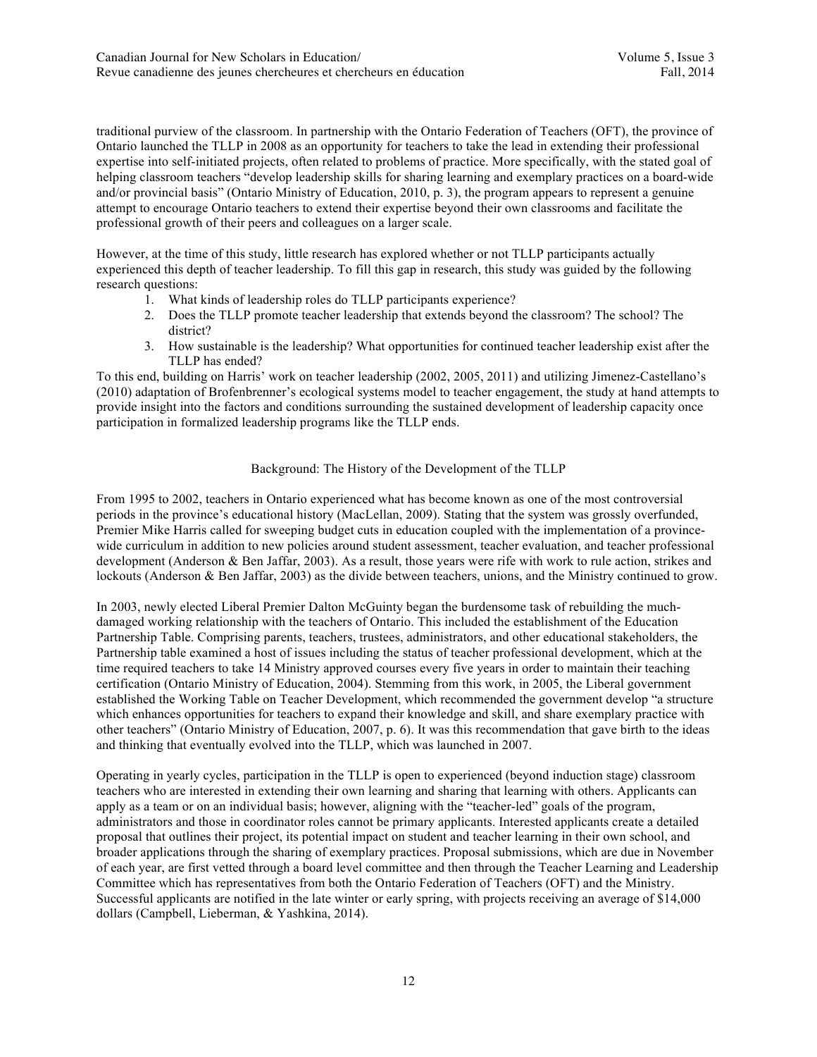traditional purview of the classroom. In partnership with the Ontario Federation of Teachers (OFT), the province of Ontario launched the TLLP in 2008 as an opportunity for teachers to take the lead in extending their professional expertise into self-initiated projects, often related to problems of practice. More specifically, with the stated goal of helping classroom teachers "develop leadership skills for sharing learning and exemplary practices on a board-wide and/or provincial basis" (Ontario Ministry of Education, 2010, p. 3), the program appears to represent a genuine attempt to encourage Ontario teachers to extend their expertise beyond their own classrooms and facilitate the professional growth of their peers and colleagues on a larger scale.

However, at the time of this study, little research has explored whether or not TLLP participants actually experienced this depth of teacher leadership. To fill this gap in research, this study was guided by the following research questions:

1. What kinds of leadership roles do TLLP participants experience?
2. Does the TLLP promote teacher leadership that extends beyond the classroom? The school? The district?
3. How sustainable is the leadership? What opportunities for continued teacher leadership exist after the TLLP has ended?

To this end, building on Harris' work on teacher leadership (2002, 2005, 2011) and utilizing Jimenez-Castellano's (2010) adaptation of Brofenbrenner's ecological systems model to teacher engagement, the study at hand attempts to provide insight into the factors and conditions surrounding the sustained development of leadership capacity once participation in formalized leadership programs like the TLLP ends.

## Background: The History of the Development of the TLLP

From 1995 to 2002, teachers in Ontario experienced what has become known as one of the most controversial periods in the province's educational history (MacLellan, 2009). Stating that the system was grossly overfunded, Premier Mike Harris called for sweeping budget cuts in education coupled with the implementation of a province-wide curriculum in addition to new policies around student assessment, teacher evaluation, and teacher professional development (Anderson & Ben Jaffar, 2003). As a result, those years were rife with work to rule action, strikes and lockouts (Anderson & Ben Jaffar, 2003) as the divide between teachers, unions, and the Ministry continued to grow.

In 2003, newly elected Liberal Premier Dalton McGuinty began the burdensome task of rebuilding the much-damaged working relationship with the teachers of Ontario. This included the establishment of the Education Partnership Table. Comprising parents, teachers, trustees, administrators, and other educational stakeholders, the Partnership table examined a host of issues including the status of teacher professional development, which at the time required teachers to take 14 Ministry approved courses every five years in order to maintain their teaching certification (Ontario Ministry of Education, 2004). Stemming from this work, in 2005, the Liberal government established the Working Table on Teacher Development, which recommended the government develop "a structure which enhances opportunities for teachers to expand their knowledge and skill, and share exemplary practice with other teachers" (Ontario Ministry of Education, 2007, p. 6). It was this recommendation that gave birth to the ideas and thinking that eventually evolved into the TLLP, which was launched in 2007.

Operating in yearly cycles, participation in the TLLP is open to experienced (beyond induction stage) classroom teachers who are interested in extending their own learning and sharing that learning with others. Applicants can apply as a team or on an individual basis; however, aligning with the "teacher-led" goals of the program, administrators and those in coordinator roles cannot be primary applicants. Interested applicants create a detailed proposal that outlines their project, its potential impact on student and teacher learning in their own school, and broader applications through the sharing of exemplary practices. Proposal submissions, which are due in November of each year, are first vetted through a board level committee and then through the Teacher Learning and Leadership Committee which has representatives from both the Ontario Federation of Teachers (OFT) and the Ministry. Successful applicants are notified in the late winter or early spring, with projects receiving an average of $14,000 dollars (Campbell, Lieberman, & Yashkina, 2014).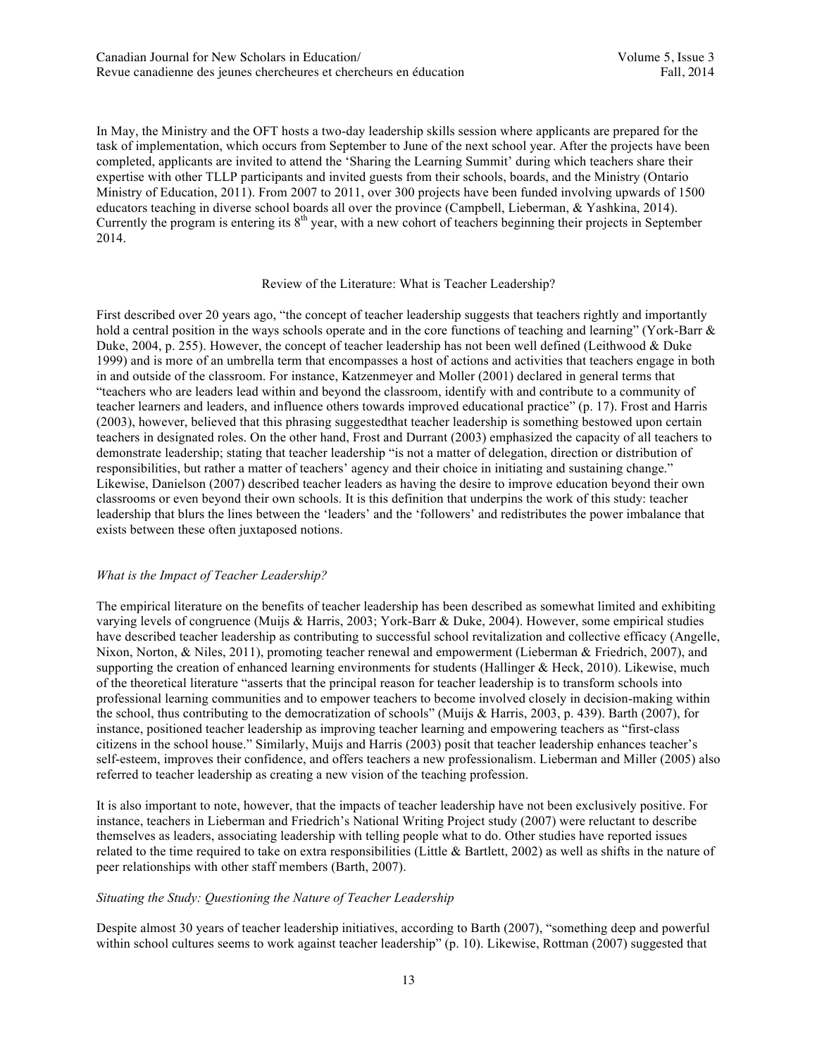In May, the Ministry and the OFT hosts a two-day leadership skills session where applicants are prepared for the task of implementation, which occurs from September to June of the next school year. After the projects have been completed, applicants are invited to attend the 'Sharing the Learning Summit' during which teachers share their expertise with other TLLP participants and invited guests from their schools, boards, and the Ministry (Ontario Ministry of Education, 2011). From 2007 to 2011, over 300 projects have been funded involving upwards of 1500 educators teaching in diverse school boards all over the province (Campbell, Lieberman, & Yashkina, 2014). Currently the program is entering its 8th year, with a new cohort of teachers beginning their projects in September 2014.

## Review of the Literature: What is Teacher Leadership?

First described over 20 years ago, "the concept of teacher leadership suggests that teachers rightly and importantly hold a central position in the ways schools operate and in the core functions of teaching and learning" (York-Barr & Duke, 2004, p. 255). However, the concept of teacher leadership has not been well defined (Leithwood & Duke 1999) and is more of an umbrella term that encompasses a host of actions and activities that teachers engage in both in and outside of the classroom. For instance, Katzenmeyer and Moller (2001) declared in general terms that "teachers who are leaders lead within and beyond the classroom, identify with and contribute to a community of teacher learners and leaders, and influence others towards improved educational practice" (p. 17). Frost and Harris (2003), however, believed that this phrasing suggestedthat teacher leadership is something bestowed upon certain teachers in designated roles. On the other hand, Frost and Durrant (2003) emphasized the capacity of all teachers to demonstrate leadership; stating that teacher leadership "is not a matter of delegation, direction or distribution of responsibilities, but rather a matter of teachers' agency and their choice in initiating and sustaining change." Likewise, Danielson (2007) described teacher leaders as having the desire to improve education beyond their own classrooms or even beyond their own schools. It is this definition that underpins the work of this study: teacher leadership that blurs the lines between the 'leaders' and the 'followers' and redistributes the power imbalance that exists between these often juxtaposed notions.

### *What is the Impact of Teacher Leadership?*

The empirical literature on the benefits of teacher leadership has been described as somewhat limited and exhibiting varying levels of congruence (Muijs & Harris, 2003; York-Barr & Duke, 2004). However, some empirical studies have described teacher leadership as contributing to successful school revitalization and collective efficacy (Angelle, Nixon, Norton, & Niles, 2011), promoting teacher renewal and empowerment (Lieberman & Friedrich, 2007), and supporting the creation of enhanced learning environments for students (Hallinger & Heck, 2010). Likewise, much of the theoretical literature "asserts that the principal reason for teacher leadership is to transform schools into professional learning communities and to empower teachers to become involved closely in decision-making within the school, thus contributing to the democratization of schools" (Muijs & Harris, 2003, p. 439). Barth (2007), for instance, positioned teacher leadership as improving teacher learning and empowering teachers as "first-class citizens in the school house." Similarly, Muijs and Harris (2003) posit that teacher leadership enhances teacher's self-esteem, improves their confidence, and offers teachers a new professionalism. Lieberman and Miller (2005) also referred to teacher leadership as creating a new vision of the teaching profession.

It is also important to note, however, that the impacts of teacher leadership have not been exclusively positive. For instance, teachers in Lieberman and Friedrich's National Writing Project study (2007) were reluctant to describe themselves as leaders, associating leadership with telling people what to do. Other studies have reported issues related to the time required to take on extra responsibilities (Little & Bartlett, 2002) as well as shifts in the nature of peer relationships with other staff members (Barth, 2007).

### *Situating the Study: Questioning the Nature of Teacher Leadership*

Despite almost 30 years of teacher leadership initiatives, according to Barth (2007), "something deep and powerful within school cultures seems to work against teacher leadership" (p. 10). Likewise, Rottman (2007) suggested that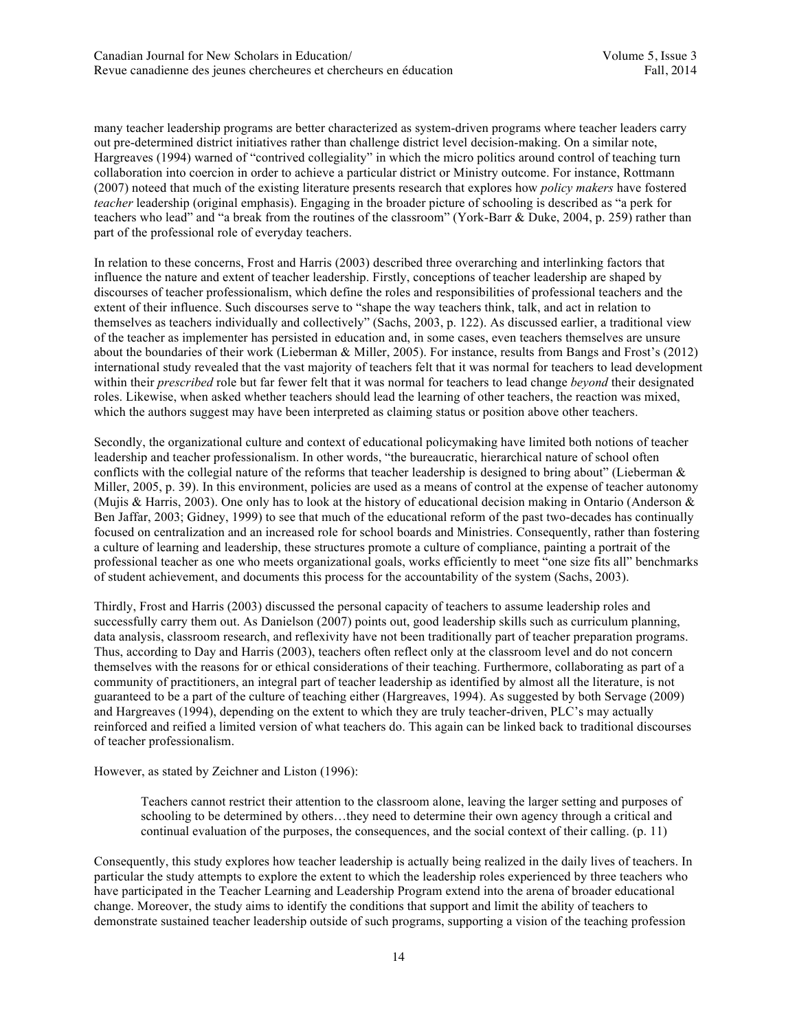many teacher leadership programs are better characterized as system-driven programs where teacher leaders carry out pre-determined district initiatives rather than challenge district level decision-making. On a similar note, Hargreaves (1994) warned of “contrived collegiality” in which the micro politics around control of teaching turn collaboration into coercion in order to achieve a particular district or Ministry outcome. For instance, Rottmann (2007) noteed that much of the existing literature presents research that explores how *policy makers* have fostered *teacher* leadership (original emphasis). Engaging in the broader picture of schooling is described as “a perk for teachers who lead” and “a break from the routines of the classroom” (York-Barr & Duke, 2004, p. 259) rather than part of the professional role of everyday teachers.

In relation to these concerns, Frost and Harris (2003) described three overarching and interlinking factors that influence the nature and extent of teacher leadership. Firstly, conceptions of teacher leadership are shaped by discourses of teacher professionalism, which define the roles and responsibilities of professional teachers and the extent of their influence. Such discourses serve to “shape the way teachers think, talk, and act in relation to themselves as teachers individually and collectively” (Sachs, 2003, p. 122). As discussed earlier, a traditional view of the teacher as implementer has persisted in education and, in some cases, even teachers themselves are unsure about the boundaries of their work (Lieberman & Miller, 2005). For instance, results from Bangs and Frost’s (2012) international study revealed that the vast majority of teachers felt that it was normal for teachers to lead development within their *prescribed* role but far fewer felt that it was normal for teachers to lead change *beyond* their designated roles. Likewise, when asked whether teachers should lead the learning of other teachers, the reaction was mixed, which the authors suggest may have been interpreted as claiming status or position above other teachers.

Secondly, the organizational culture and context of educational policymaking have limited both notions of teacher leadership and teacher professionalism. In other words, “the bureaucratic, hierarchical nature of school often conflicts with the collegial nature of the reforms that teacher leadership is designed to bring about” (Lieberman & Miller, 2005, p. 39). In this environment, policies are used as a means of control at the expense of teacher autonomy (Mujis & Harris, 2003). One only has to look at the history of educational decision making in Ontario (Anderson & Ben Jaffar, 2003; Gidney, 1999) to see that much of the educational reform of the past two-decades has continually focused on centralization and an increased role for school boards and Ministries. Consequently, rather than fostering a culture of learning and leadership, these structures promote a culture of compliance, painting a portrait of the professional teacher as one who meets organizational goals, works efficiently to meet “one size fits all” benchmarks of student achievement, and documents this process for the accountability of the system (Sachs, 2003).

Thirdly, Frost and Harris (2003) discussed the personal capacity of teachers to assume leadership roles and successfully carry them out. As Danielson (2007) points out, good leadership skills such as curriculum planning, data analysis, classroom research, and reflexivity have not been traditionally part of teacher preparation programs. Thus, according to Day and Harris (2003), teachers often reflect only at the classroom level and do not concern themselves with the reasons for or ethical considerations of their teaching. Furthermore, collaborating as part of a community of practitioners, an integral part of teacher leadership as identified by almost all the literature, is not guaranteed to be a part of the culture of teaching either (Hargreaves, 1994). As suggested by both Servage (2009) and Hargreaves (1994), depending on the extent to which they are truly teacher-driven, PLC’s may actually reinforced and reified a limited version of what teachers do. This again can be linked back to traditional discourses of teacher professionalism.

However, as stated by Zeichner and Liston (1996):

> Teachers cannot restrict their attention to the classroom alone, leaving the larger setting and purposes of schooling to be determined by others…they need to determine their own agency through a critical and continual evaluation of the purposes, the consequences, and the social context of their calling. (p. 11)

Consequently, this study explores how teacher leadership is actually being realized in the daily lives of teachers. In particular the study attempts to explore the extent to which the leadership roles experienced by three teachers who have participated in the Teacher Learning and Leadership Program extend into the arena of broader educational change. Moreover, the study aims to identify the conditions that support and limit the ability of teachers to demonstrate sustained teacher leadership outside of such programs, supporting a vision of the teaching profession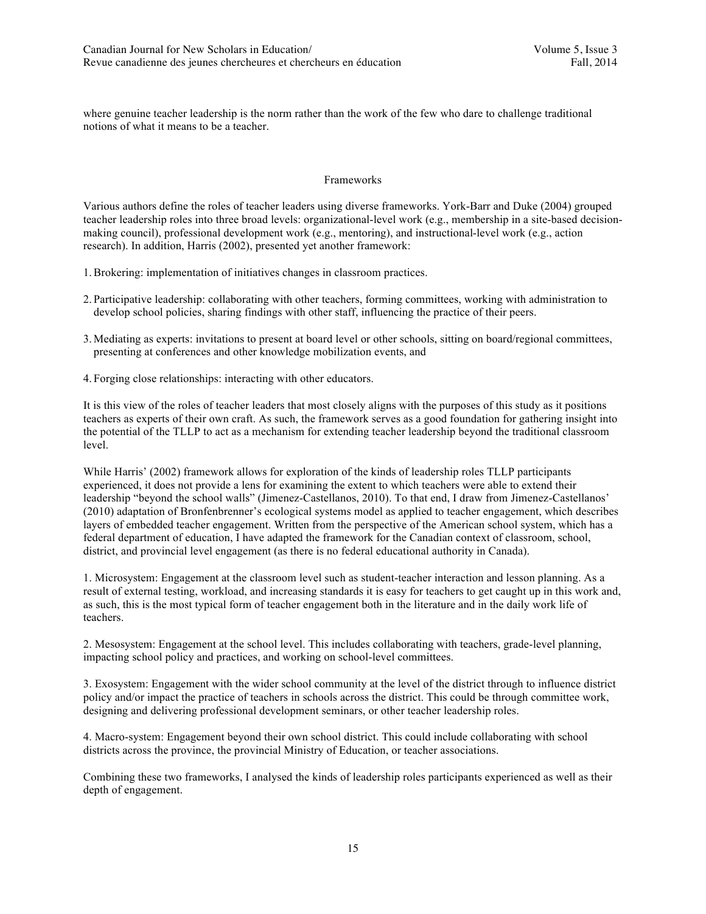where genuine teacher leadership is the norm rather than the work of the few who dare to challenge traditional notions of what it means to be a teacher.

## Frameworks

Various authors define the roles of teacher leaders using diverse frameworks. York-Barr and Duke (2004) grouped teacher leadership roles into three broad levels: organizational-level work (e.g., membership in a site-based decision-making council), professional development work (e.g., mentoring), and instructional-level work (e.g., action research). In addition, Harris (2002), presented yet another framework:

1. Brokering: implementation of initiatives changes in classroom practices.

2. Participative leadership: collaborating with other teachers, forming committees, working with administration to develop school policies, sharing findings with other staff, influencing the practice of their peers.

3. Mediating as experts: invitations to present at board level or other schools, sitting on board/regional committees, presenting at conferences and other knowledge mobilization events, and

4. Forging close relationships: interacting with other educators.

It is this view of the roles of teacher leaders that most closely aligns with the purposes of this study as it positions teachers as experts of their own craft. As such, the framework serves as a good foundation for gathering insight into the potential of the TLLP to act as a mechanism for extending teacher leadership beyond the traditional classroom level.

While Harris' (2002) framework allows for exploration of the kinds of leadership roles TLLP participants experienced, it does not provide a lens for examining the extent to which teachers were able to extend their leadership "beyond the school walls" (Jimenez-Castellanos, 2010). To that end, I draw from Jimenez-Castellanos' (2010) adaptation of Bronfenbrenner's ecological systems model as applied to teacher engagement, which describes layers of embedded teacher engagement. Written from the perspective of the American school system, which has a federal department of education, I have adapted the framework for the Canadian context of classroom, school, district, and provincial level engagement (as there is no federal educational authority in Canada).

1. Microsystem: Engagement at the classroom level such as student-teacher interaction and lesson planning. As a result of external testing, workload, and increasing standards it is easy for teachers to get caught up in this work and, as such, this is the most typical form of teacher engagement both in the literature and in the daily work life of teachers.

2. Mesosystem: Engagement at the school level. This includes collaborating with teachers, grade-level planning, impacting school policy and practices, and working on school-level committees.

3. Exosystem: Engagement with the wider school community at the level of the district through to influence district policy and/or impact the practice of teachers in schools across the district. This could be through committee work, designing and delivering professional development seminars, or other teacher leadership roles.

4. Macro-system: Engagement beyond their own school district. This could include collaborating with school districts across the province, the provincial Ministry of Education, or teacher associations.

Combining these two frameworks, I analysed the kinds of leadership roles participants experienced as well as their depth of engagement.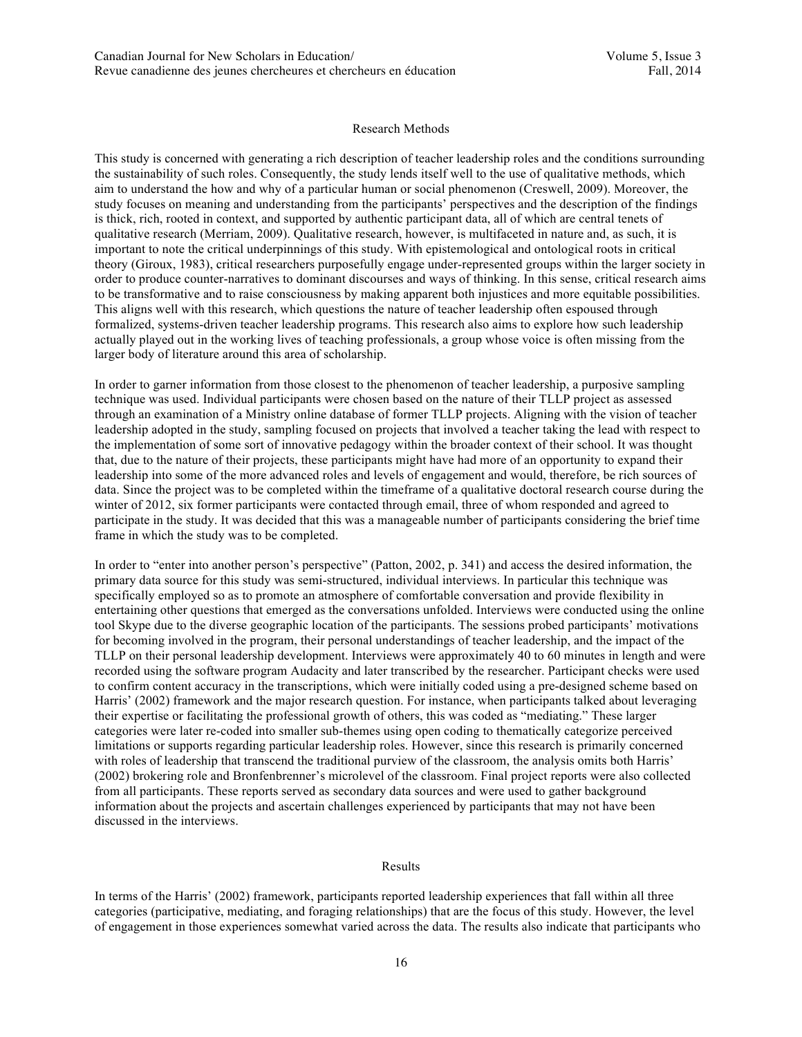## Research Methods

This study is concerned with generating a rich description of teacher leadership roles and the conditions surrounding the sustainability of such roles. Consequently, the study lends itself well to the use of qualitative methods, which aim to understand the how and why of a particular human or social phenomenon (Creswell, 2009). Moreover, the study focuses on meaning and understanding from the participants' perspectives and the description of the findings is thick, rich, rooted in context, and supported by authentic participant data, all of which are central tenets of qualitative research (Merriam, 2009). Qualitative research, however, is multifaceted in nature and, as such, it is important to note the critical underpinnings of this study. With epistemological and ontological roots in critical theory (Giroux, 1983), critical researchers purposefully engage under-represented groups within the larger society in order to produce counter-narratives to dominant discourses and ways of thinking. In this sense, critical research aims to be transformative and to raise consciousness by making apparent both injustices and more equitable possibilities. This aligns well with this research, which questions the nature of teacher leadership often espoused through formalized, systems-driven teacher leadership programs. This research also aims to explore how such leadership actually played out in the working lives of teaching professionals, a group whose voice is often missing from the larger body of literature around this area of scholarship.

In order to garner information from those closest to the phenomenon of teacher leadership, a purposive sampling technique was used. Individual participants were chosen based on the nature of their TLLP project as assessed through an examination of a Ministry online database of former TLLP projects. Aligning with the vision of teacher leadership adopted in the study, sampling focused on projects that involved a teacher taking the lead with respect to the implementation of some sort of innovative pedagogy within the broader context of their school. It was thought that, due to the nature of their projects, these participants might have had more of an opportunity to expand their leadership into some of the more advanced roles and levels of engagement and would, therefore, be rich sources of data. Since the project was to be completed within the timeframe of a qualitative doctoral research course during the winter of 2012, six former participants were contacted through email, three of whom responded and agreed to participate in the study. It was decided that this was a manageable number of participants considering the brief time frame in which the study was to be completed.

In order to "enter into another person's perspective" (Patton, 2002, p. 341) and access the desired information, the primary data source for this study was semi-structured, individual interviews. In particular this technique was specifically employed so as to promote an atmosphere of comfortable conversation and provide flexibility in entertaining other questions that emerged as the conversations unfolded. Interviews were conducted using the online tool Skype due to the diverse geographic location of the participants. The sessions probed participants' motivations for becoming involved in the program, their personal understandings of teacher leadership, and the impact of the TLLP on their personal leadership development. Interviews were approximately 40 to 60 minutes in length and were recorded using the software program Audacity and later transcribed by the researcher. Participant checks were used to confirm content accuracy in the transcriptions, which were initially coded using a pre-designed scheme based on Harris' (2002) framework and the major research question. For instance, when participants talked about leveraging their expertise or facilitating the professional growth of others, this was coded as "mediating." These larger categories were later re-coded into smaller sub-themes using open coding to thematically categorize perceived limitations or supports regarding particular leadership roles. However, since this research is primarily concerned with roles of leadership that transcend the traditional purview of the classroom, the analysis omits both Harris' (2002) brokering role and Bronfenbrenner's microlevel of the classroom. Final project reports were also collected from all participants. These reports served as secondary data sources and were used to gather background information about the projects and ascertain challenges experienced by participants that may not have been discussed in the interviews.

## Results

In terms of the Harris' (2002) framework, participants reported leadership experiences that fall within all three categories (participative, mediating, and foraging relationships) that are the focus of this study. However, the level of engagement in those experiences somewhat varied across the data. The results also indicate that participants who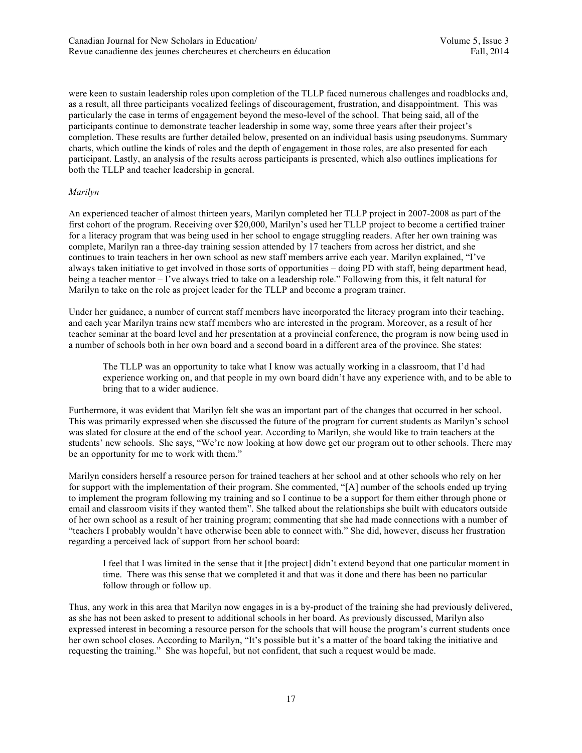were keen to sustain leadership roles upon completion of the TLLP faced numerous challenges and roadblocks and, as a result, all three participants vocalized feelings of discouragement, frustration, and disappointment. This was particularly the case in terms of engagement beyond the meso-level of the school. That being said, all of the participants continue to demonstrate teacher leadership in some way, some three years after their project's completion. These results are further detailed below, presented on an individual basis using pseudonyms. Summary charts, which outline the kinds of roles and the depth of engagement in those roles, are also presented for each participant. Lastly, an analysis of the results across participants is presented, which also outlines implications for both the TLLP and teacher leadership in general.

*Marilyn*

An experienced teacher of almost thirteen years, Marilyn completed her TLLP project in 2007-2008 as part of the first cohort of the program. Receiving over $20,000, Marilyn's used her TLLP project to become a certified trainer for a literacy program that was being used in her school to engage struggling readers. After her own training was complete, Marilyn ran a three-day training session attended by 17 teachers from across her district, and she continues to train teachers in her own school as new staff members arrive each year. Marilyn explained, "I've always taken initiative to get involved in those sorts of opportunities – doing PD with staff, being department head, being a teacher mentor – I've always tried to take on a leadership role." Following from this, it felt natural for Marilyn to take on the role as project leader for the TLLP and become a program trainer.

Under her guidance, a number of current staff members have incorporated the literacy program into their teaching, and each year Marilyn trains new staff members who are interested in the program. Moreover, as a result of her teacher seminar at the board level and her presentation at a provincial conference, the program is now being used in a number of schools both in her own board and a second board in a different area of the province. She states:

> The TLLP was an opportunity to take what I know was actually working in a classroom, that I'd had experience working on, and that people in my own board didn't have any experience with, and to be able to bring that to a wider audience.

Furthermore, it was evident that Marilyn felt she was an important part of the changes that occurred in her school. This was primarily expressed when she discussed the future of the program for current students as Marilyn's school was slated for closure at the end of the school year. According to Marilyn, she would like to train teachers at the students' new schools. She says, "We're now looking at how dowe get our program out to other schools. There may be an opportunity for me to work with them."

Marilyn considers herself a resource person for trained teachers at her school and at other schools who rely on her for support with the implementation of their program. She commented, "[A] number of the schools ended up trying to implement the program following my training and so I continue to be a support for them either through phone or email and classroom visits if they wanted them". She talked about the relationships she built with educators outside of her own school as a result of her training program; commenting that she had made connections with a number of "teachers I probably wouldn't have otherwise been able to connect with." She did, however, discuss her frustration regarding a perceived lack of support from her school board:

> I feel that I was limited in the sense that it [the project] didn't extend beyond that one particular moment in time. There was this sense that we completed it and that was it done and there has been no particular follow through or follow up.

Thus, any work in this area that Marilyn now engages in is a by-product of the training she had previously delivered, as she has not been asked to present to additional schools in her board. As previously discussed, Marilyn also expressed interest in becoming a resource person for the schools that will house the program's current students once her own school closes. According to Marilyn, "It's possible but it's a matter of the board taking the initiative and requesting the training." She was hopeful, but not confident, that such a request would be made.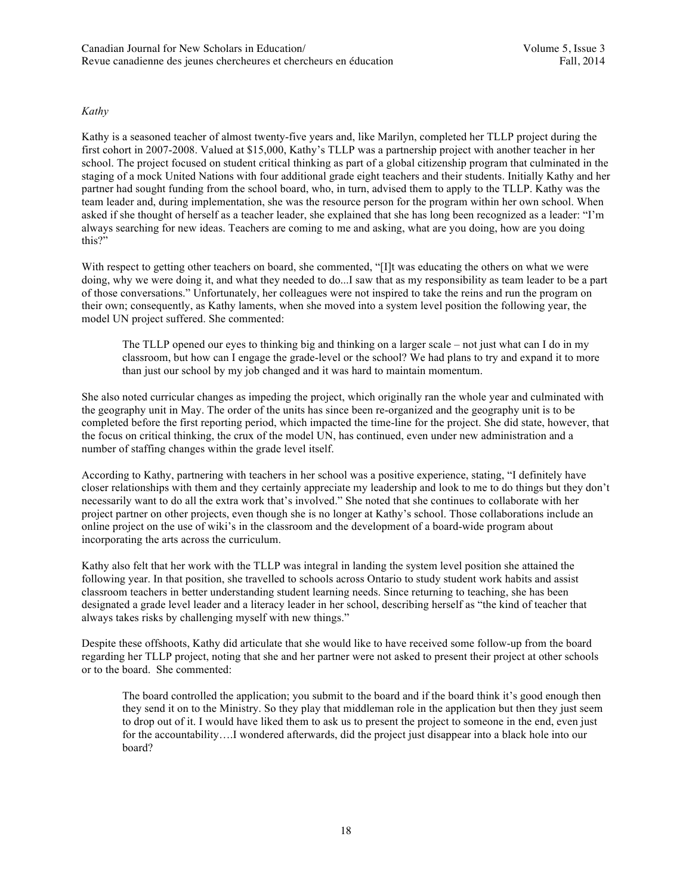*Kathy*

Kathy is a seasoned teacher of almost twenty-five years and, like Marilyn, completed her TLLP project during the first cohort in 2007-2008. Valued at $15,000, Kathy's TLLP was a partnership project with another teacher in her school. The project focused on student critical thinking as part of a global citizenship program that culminated in the staging of a mock United Nations with four additional grade eight teachers and their students. Initially Kathy and her partner had sought funding from the school board, who, in turn, advised them to apply to the TLLP. Kathy was the team leader and, during implementation, she was the resource person for the program within her own school. When asked if she thought of herself as a teacher leader, she explained that she has long been recognized as a leader: "I'm always searching for new ideas. Teachers are coming to me and asking, what are you doing, how are you doing this?"

With respect to getting other teachers on board, she commented, "[I]t was educating the others on what we were doing, why we were doing it, and what they needed to do...I saw that as my responsibility as team leader to be a part of those conversations." Unfortunately, her colleagues were not inspired to take the reins and run the program on their own; consequently, as Kathy laments, when she moved into a system level position the following year, the model UN project suffered. She commented:

> The TLLP opened our eyes to thinking big and thinking on a larger scale – not just what can I do in my classroom, but how can I engage the grade-level or the school? We had plans to try and expand it to more than just our school by my job changed and it was hard to maintain momentum.

She also noted curricular changes as impeding the project, which originally ran the whole year and culminated with the geography unit in May. The order of the units has since been re-organized and the geography unit is to be completed before the first reporting period, which impacted the time-line for the project. She did state, however, that the focus on critical thinking, the crux of the model UN, has continued, even under new administration and a number of staffing changes within the grade level itself.

According to Kathy, partnering with teachers in her school was a positive experience, stating, "I definitely have closer relationships with them and they certainly appreciate my leadership and look to me to do things but they don't necessarily want to do all the extra work that's involved." She noted that she continues to collaborate with her project partner on other projects, even though she is no longer at Kathy's school. Those collaborations include an online project on the use of wiki's in the classroom and the development of a board-wide program about incorporating the arts across the curriculum.

Kathy also felt that her work with the TLLP was integral in landing the system level position she attained the following year. In that position, she travelled to schools across Ontario to study student work habits and assist classroom teachers in better understanding student learning needs. Since returning to teaching, she has been designated a grade level leader and a literacy leader in her school, describing herself as "the kind of teacher that always takes risks by challenging myself with new things."

Despite these offshoots, Kathy did articulate that she would like to have received some follow-up from the board regarding her TLLP project, noting that she and her partner were not asked to present their project at other schools or to the board. She commented:

> The board controlled the application; you submit to the board and if the board think it's good enough then they send it on to the Ministry. So they play that middleman role in the application but then they just seem to drop out of it. I would have liked them to ask us to present the project to someone in the end, even just for the accountability….I wondered afterwards, did the project just disappear into a black hole into our board?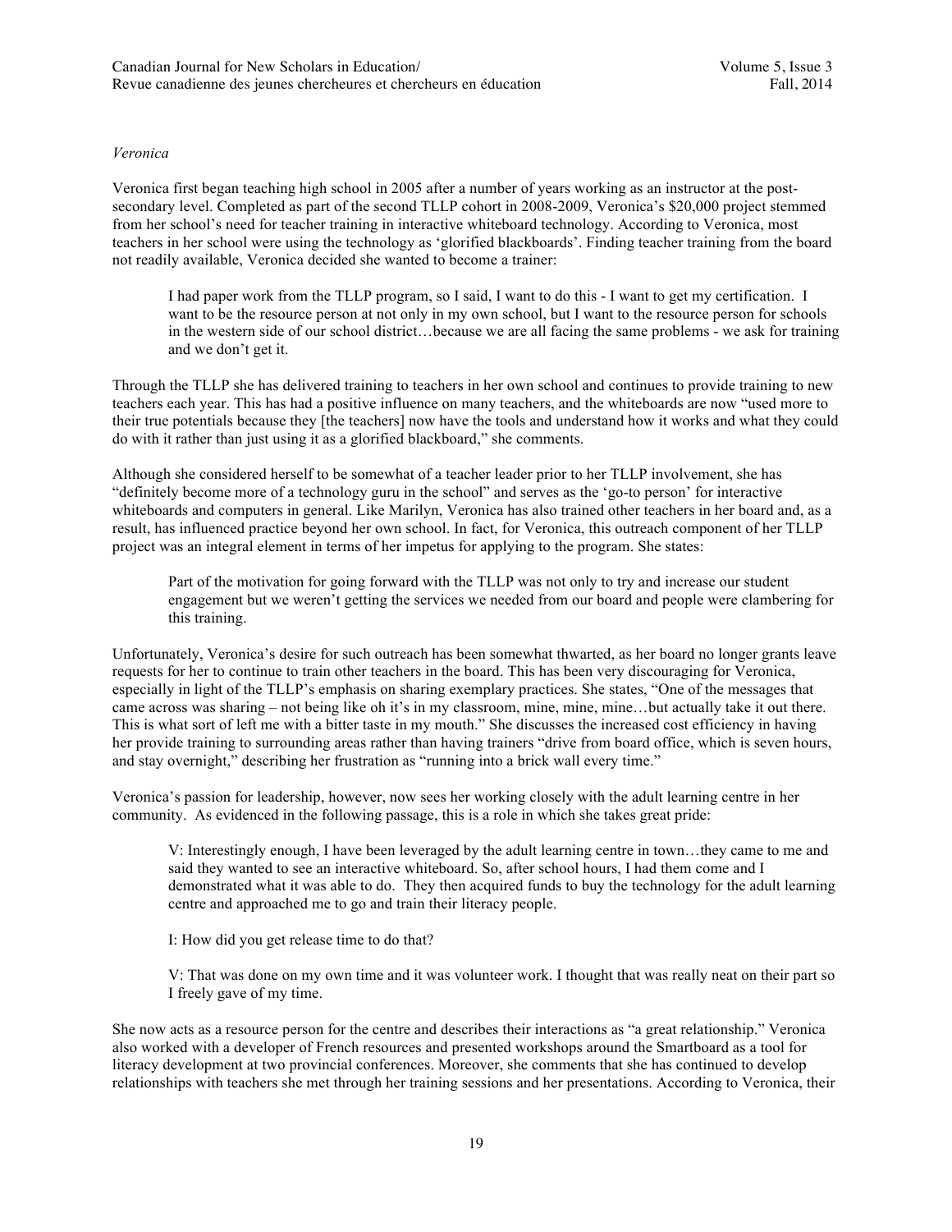*Veronica*

Veronica first began teaching high school in 2005 after a number of years working as an instructor at the post-secondary level. Completed as part of the second TLLP cohort in 2008-2009, Veronica's $20,000 project stemmed from her school's need for teacher training in interactive whiteboard technology. According to Veronica, most teachers in her school were using the technology as 'glorified blackboards'. Finding teacher training from the board not readily available, Veronica decided she wanted to become a trainer:

> I had paper work from the TLLP program, so I said, I want to do this - I want to get my certification. I want to be the resource person at not only in my own school, but I want to the resource person for schools in the western side of our school district…because we are all facing the same problems - we ask for training and we don't get it.

Through the TLLP she has delivered training to teachers in her own school and continues to provide training to new teachers each year. This has had a positive influence on many teachers, and the whiteboards are now "used more to their true potentials because they [the teachers] now have the tools and understand how it works and what they could do with it rather than just using it as a glorified blackboard," she comments.

Although she considered herself to be somewhat of a teacher leader prior to her TLLP involvement, she has "definitely become more of a technology guru in the school" and serves as the 'go-to person' for interactive whiteboards and computers in general. Like Marilyn, Veronica has also trained other teachers in her board and, as a result, has influenced practice beyond her own school. In fact, for Veronica, this outreach component of her TLLP project was an integral element in terms of her impetus for applying to the program. She states:

> Part of the motivation for going forward with the TLLP was not only to try and increase our student engagement but we weren't getting the services we needed from our board and people were clambering for this training.

Unfortunately, Veronica's desire for such outreach has been somewhat thwarted, as her board no longer grants leave requests for her to continue to train other teachers in the board. This has been very discouraging for Veronica, especially in light of the TLLP's emphasis on sharing exemplary practices. She states, "One of the messages that came across was sharing – not being like oh it's in my classroom, mine, mine, mine…but actually take it out there. This is what sort of left me with a bitter taste in my mouth." She discusses the increased cost efficiency in having her provide training to surrounding areas rather than having trainers "drive from board office, which is seven hours, and stay overnight," describing her frustration as "running into a brick wall every time."

Veronica's passion for leadership, however, now sees her working closely with the adult learning centre in her community. As evidenced in the following passage, this is a role in which she takes great pride:

> V: Interestingly enough, I have been leveraged by the adult learning centre in town…they came to me and said they wanted to see an interactive whiteboard. So, after school hours, I had them come and I demonstrated what it was able to do. They then acquired funds to buy the technology for the adult learning centre and approached me to go and train their literacy people.
>
> I: How did you get release time to do that?
>
> V: That was done on my own time and it was volunteer work. I thought that was really neat on their part so I freely gave of my time.

She now acts as a resource person for the centre and describes their interactions as "a great relationship." Veronica also worked with a developer of French resources and presented workshops around the Smartboard as a tool for literacy development at two provincial conferences. Moreover, she comments that she has continued to develop relationships with teachers she met through her training sessions and her presentations. According to Veronica, their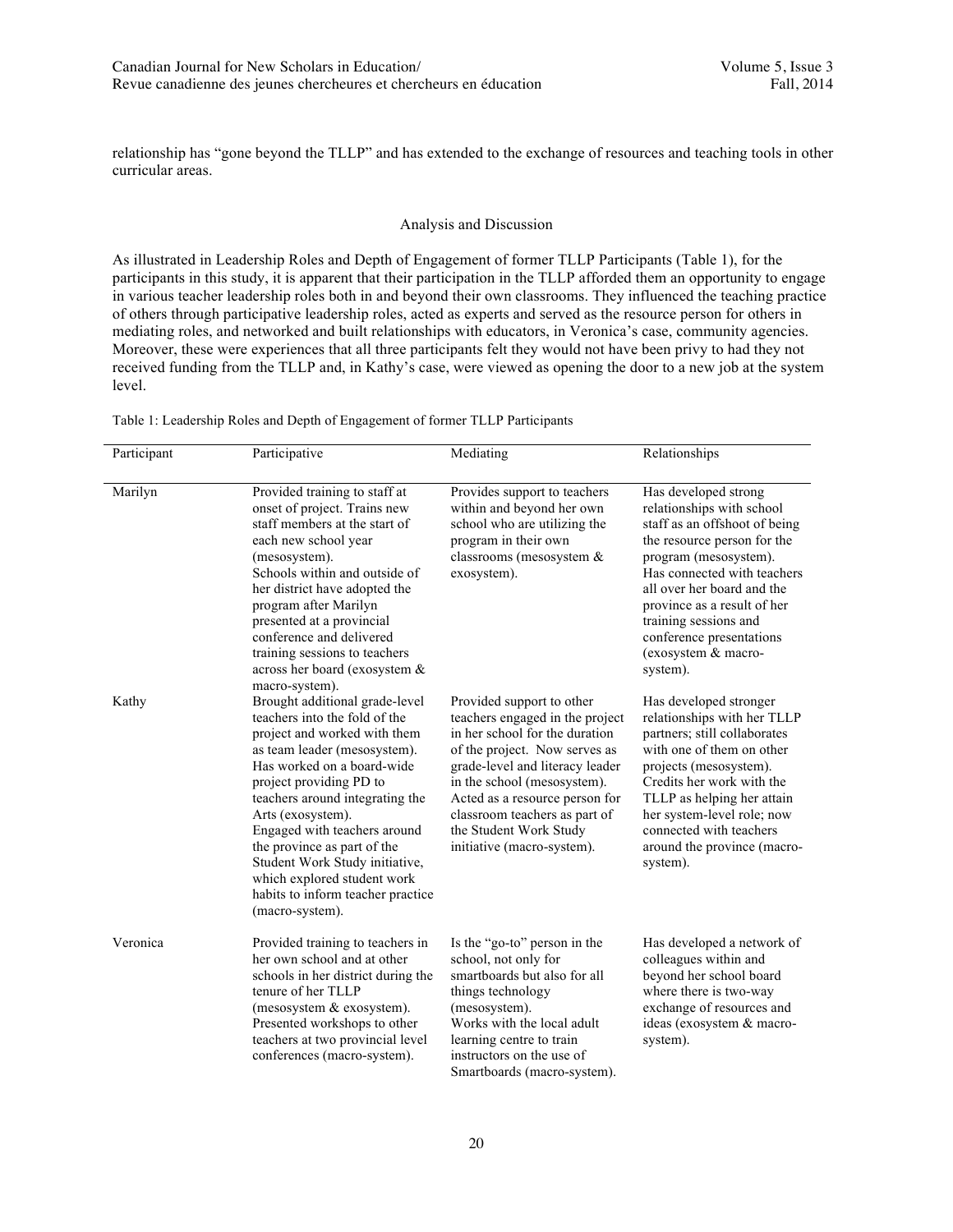relationship has "gone beyond the TLLP" and has extended to the exchange of resources and teaching tools in other curricular areas.

## Analysis and Discussion

As illustrated in Leadership Roles and Depth of Engagement of former TLLP Participants (Table 1), for the participants in this study, it is apparent that their participation in the TLLP afforded them an opportunity to engage in various teacher leadership roles both in and beyond their own classrooms. They influenced the teaching practice of others through participative leadership roles, acted as experts and served as the resource person for others in mediating roles, and networked and built relationships with educators, in Veronica's case, community agencies. Moreover, these were experiences that all three participants felt they would not have been privy to had they not received funding from the TLLP and, in Kathy's case, were viewed as opening the door to a new job at the system level.

Table 1: Leadership Roles and Depth of Engagement of former TLLP Participants

| Participant | Participative | Mediating | Relationships |
|---|---|---|---|
| Marilyn | Provided training to staff at onset of project. Trains new staff members at the start of each new school year (mesosystem). Schools within and outside of her district have adopted the program after Marilyn presented at a provincial conference and delivered training sessions to teachers across her board (exosystem & macro-system). | Provides support to teachers within and beyond her own school who are utilizing the program in their own classrooms (mesosystem & exosystem). | Has developed strong relationships with school staff as an offshoot of being the resource person for the program (mesosystem). Has connected with teachers all over her board and the province as a result of her training sessions and conference presentations (exosystem & macro-system). |
| Kathy | Brought additional grade-level teachers into the fold of the project and worked with them as team leader (mesosystem). Has worked on a board-wide project providing PD to teachers around integrating the Arts (exosystem). Engaged with teachers around the province as part of the Student Work Study initiative, which explored student work habits to inform teacher practice (macro-system). | Provided support to other teachers engaged in the project in her school for the duration of the project. Now serves as grade-level and literacy leader in the school (mesosystem). Acted as a resource person for classroom teachers as part of the Student Work Study initiative (macro-system). | Has developed stronger relationships with her TLLP partners; still collaborates with one of them on other projects (mesosystem). Credits her work with the TLLP as helping her attain her system-level role; now connected with teachers around the province (macro-system). |
| Veronica | Provided training to teachers in her own school and at other schools in her district during the tenure of her TLLP (mesosystem & exosystem). Presented workshops to other teachers at two provincial level conferences (macro-system). | Is the "go-to" person in the school, not only for smartboards but also for all things technology (mesosystem). Works with the local adult learning centre to train instructors on the use of Smartboards (macro-system). | Has developed a network of colleagues within and beyond her school board where there is two-way exchange of resources and ideas (exosystem & macro-system). |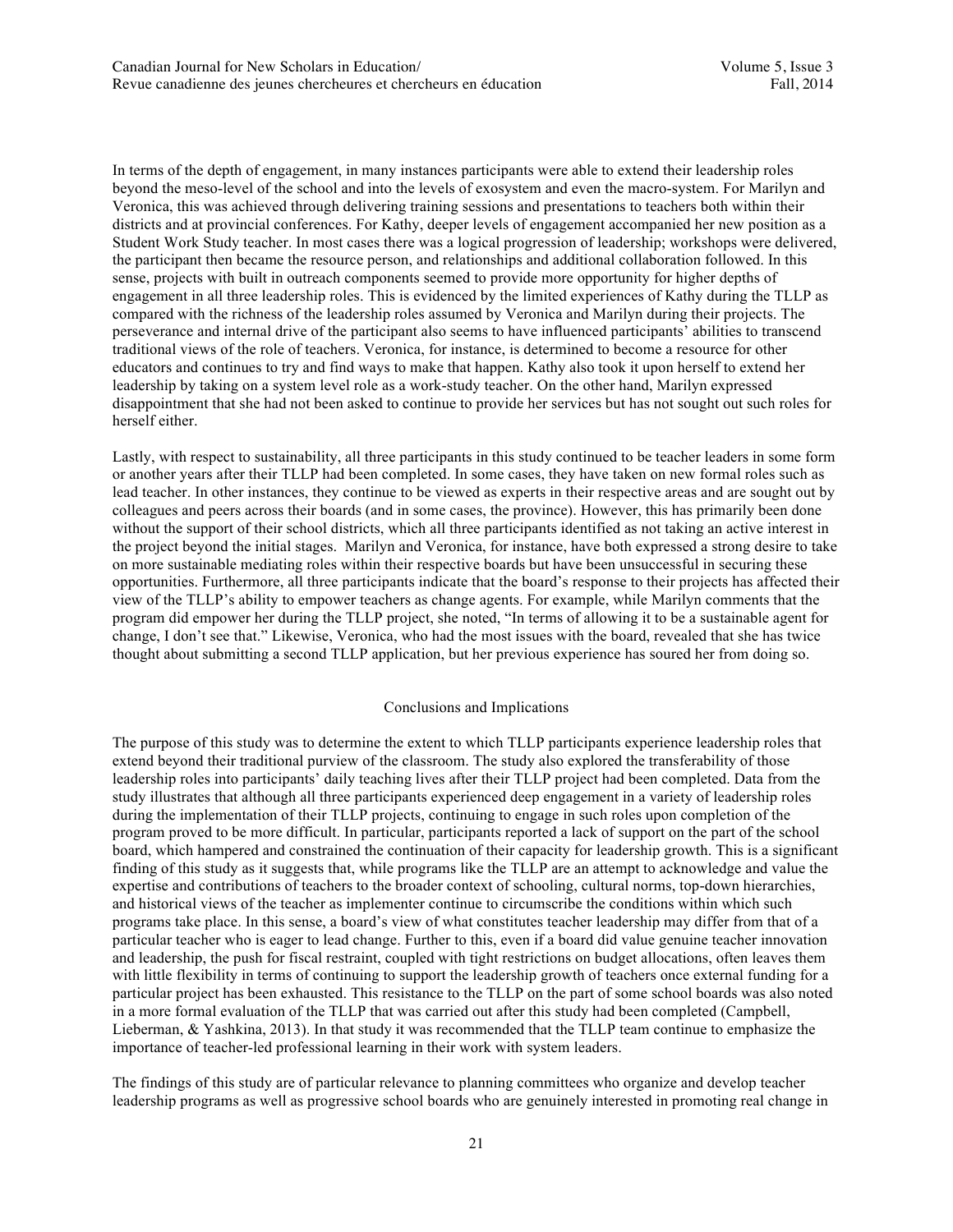In terms of the depth of engagement, in many instances participants were able to extend their leadership roles beyond the meso-level of the school and into the levels of exosystem and even the macro-system. For Marilyn and Veronica, this was achieved through delivering training sessions and presentations to teachers both within their districts and at provincial conferences. For Kathy, deeper levels of engagement accompanied her new position as a Student Work Study teacher. In most cases there was a logical progression of leadership; workshops were delivered, the participant then became the resource person, and relationships and additional collaboration followed. In this sense, projects with built in outreach components seemed to provide more opportunity for higher depths of engagement in all three leadership roles. This is evidenced by the limited experiences of Kathy during the TLLP as compared with the richness of the leadership roles assumed by Veronica and Marilyn during their projects. The perseverance and internal drive of the participant also seems to have influenced participants' abilities to transcend traditional views of the role of teachers. Veronica, for instance, is determined to become a resource for other educators and continues to try and find ways to make that happen. Kathy also took it upon herself to extend her leadership by taking on a system level role as a work-study teacher. On the other hand, Marilyn expressed disappointment that she had not been asked to continue to provide her services but has not sought out such roles for herself either.

Lastly, with respect to sustainability, all three participants in this study continued to be teacher leaders in some form or another years after their TLLP had been completed. In some cases, they have taken on new formal roles such as lead teacher. In other instances, they continue to be viewed as experts in their respective areas and are sought out by colleagues and peers across their boards (and in some cases, the province). However, this has primarily been done without the support of their school districts, which all three participants identified as not taking an active interest in the project beyond the initial stages. Marilyn and Veronica, for instance, have both expressed a strong desire to take on more sustainable mediating roles within their respective boards but have been unsuccessful in securing these opportunities. Furthermore, all three participants indicate that the board's response to their projects has affected their view of the TLLP's ability to empower teachers as change agents. For example, while Marilyn comments that the program did empower her during the TLLP project, she noted, "In terms of allowing it to be a sustainable agent for change, I don't see that." Likewise, Veronica, who had the most issues with the board, revealed that she has twice thought about submitting a second TLLP application, but her previous experience has soured her from doing so.

## Conclusions and Implications

The purpose of this study was to determine the extent to which TLLP participants experience leadership roles that extend beyond their traditional purview of the classroom. The study also explored the transferability of those leadership roles into participants' daily teaching lives after their TLLP project had been completed. Data from the study illustrates that although all three participants experienced deep engagement in a variety of leadership roles during the implementation of their TLLP projects, continuing to engage in such roles upon completion of the program proved to be more difficult. In particular, participants reported a lack of support on the part of the school board, which hampered and constrained the continuation of their capacity for leadership growth. This is a significant finding of this study as it suggests that, while programs like the TLLP are an attempt to acknowledge and value the expertise and contributions of teachers to the broader context of schooling, cultural norms, top-down hierarchies, and historical views of the teacher as implementer continue to circumscribe the conditions within which such programs take place. In this sense, a board's view of what constitutes teacher leadership may differ from that of a particular teacher who is eager to lead change. Further to this, even if a board did value genuine teacher innovation and leadership, the push for fiscal restraint, coupled with tight restrictions on budget allocations, often leaves them with little flexibility in terms of continuing to support the leadership growth of teachers once external funding for a particular project has been exhausted. This resistance to the TLLP on the part of some school boards was also noted in a more formal evaluation of the TLLP that was carried out after this study had been completed (Campbell, Lieberman, & Yashkina, 2013). In that study it was recommended that the TLLP team continue to emphasize the importance of teacher-led professional learning in their work with system leaders.

The findings of this study are of particular relevance to planning committees who organize and develop teacher leadership programs as well as progressive school boards who are genuinely interested in promoting real change in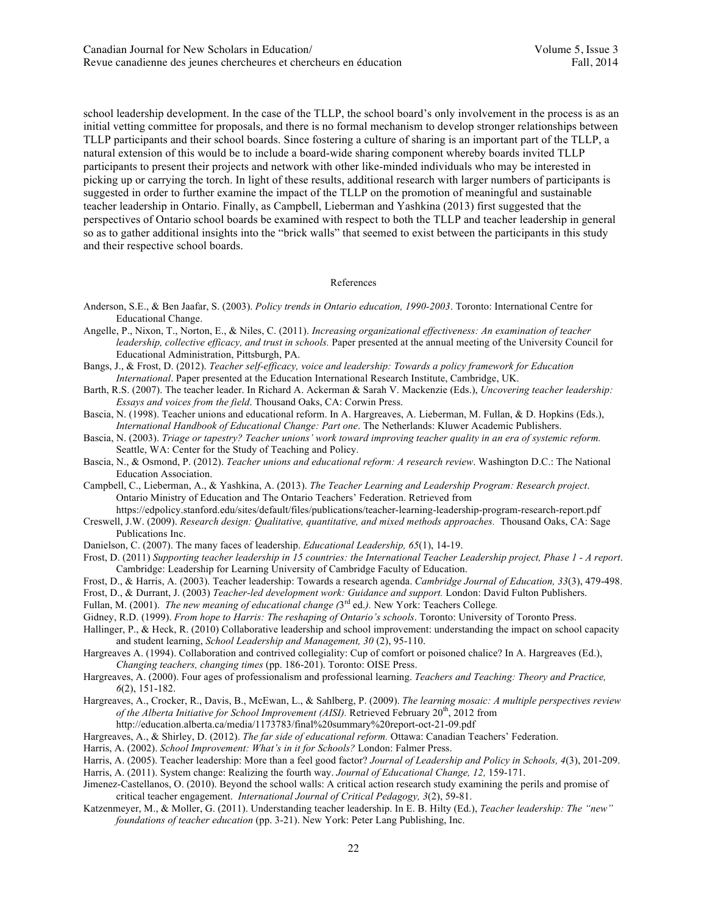school leadership development. In the case of the TLLP, the school board's only involvement in the process is as an initial vetting committee for proposals, and there is no formal mechanism to develop stronger relationships between TLLP participants and their school boards. Since fostering a culture of sharing is an important part of the TLLP, a natural extension of this would be to include a board-wide sharing component whereby boards invited TLLP participants to present their projects and network with other like-minded individuals who may be interested in picking up or carrying the torch. In light of these results, additional research with larger numbers of participants is suggested in order to further examine the impact of the TLLP on the promotion of meaningful and sustainable teacher leadership in Ontario. Finally, as Campbell, Lieberman and Yashkina (2013) first suggested that the perspectives of Ontario school boards be examined with respect to both the TLLP and teacher leadership in general so as to gather additional insights into the "brick walls" that seemed to exist between the participants in this study and their respective school boards.

## References

Anderson, S.E., & Ben Jaafar, S. (2003). *Policy trends in Ontario education, 1990-2003*. Toronto: International Centre for Educational Change.

Angelle, P., Nixon, T., Norton, E., & Niles, C. (2011). *Increasing organizational effectiveness: An examination of teacher leadership, collective efficacy, and trust in schools.* Paper presented at the annual meeting of the University Council for Educational Administration, Pittsburgh, PA.

Bangs, J., & Frost, D. (2012). *Teacher self-efficacy, voice and leadership: Towards a policy framework for Education International*. Paper presented at the Education International Research Institute, Cambridge, UK.

Barth, R.S. (2007). The teacher leader. In Richard A. Ackerman & Sarah V. Mackenzie (Eds.), *Uncovering teacher leadership: Essays and voices from the field*. Thousand Oaks, CA: Corwin Press.

Bascia, N. (1998). Teacher unions and educational reform. In A. Hargreaves, A. Lieberman, M. Fullan, & D. Hopkins (Eds.), *International Handbook of Educational Change: Part one*. The Netherlands: Kluwer Academic Publishers.

Bascia, N. (2003). *Triage or tapestry? Teacher unions' work toward improving teacher quality in an era of systemic reform.* Seattle, WA: Center for the Study of Teaching and Policy.

Bascia, N., & Osmond, P. (2012). *Teacher unions and educational reform: A research review*. Washington D.C.: The National Education Association.

Campbell, C., Lieberman, A., & Yashkina, A. (2013). *The Teacher Learning and Leadership Program: Research project*. Ontario Ministry of Education and The Ontario Teachers' Federation. Retrieved from https://edpolicy.stanford.edu/sites/default/files/publications/teacher-learning-leadership-program-research-report.pdf

Creswell, J.W. (2009). *Research design: Qualitative, quantitative, and mixed methods approaches.* Thousand Oaks, CA: Sage Publications Inc.

Danielson, C. (2007). The many faces of leadership. *Educational Leadership, 65*(1), 14-19.

Frost, D. (2011) *Supporting teacher leadership in 15 countries: the International Teacher Leadership project, Phase 1 - A report*. Cambridge: Leadership for Learning University of Cambridge Faculty of Education.

Frost, D., & Harris, A. (2003). Teacher leadership: Towards a research agenda. *Cambridge Journal of Education, 33*(3), 479-498.

Frost, D., & Durrant, J. (2003) *Teacher-led development work: Guidance and support.* London: David Fulton Publishers.

Fullan, M. (2001). *The new meaning of educational change (*3rd ed.*).* New York: Teachers College.

Gidney, R.D. (1999). *From hope to Harris: The reshaping of Ontario's schools*. Toronto: University of Toronto Press.

Hallinger, P., & Heck, R. (2010) Collaborative leadership and school improvement: understanding the impact on school capacity and student learning, *School Leadership and Management, 30* (2), 95-110.

Hargreaves A. (1994). Collaboration and contrived collegiality: Cup of comfort or poisoned chalice? In A. Hargreaves (Ed.), *Changing teachers, changing times* (pp. 186-201). Toronto: OISE Press.

Hargreaves, A. (2000). Four ages of professionalism and professional learning. *Teachers and Teaching: Theory and Practice, 6*(2), 151-182.

Hargreaves, A., Crocker, R., Davis, B., McEwan, L., & Sahlberg, P. (2009). *The learning mosaic: A multiple perspectives review of the Alberta Initiative for School Improvement (AISI).* Retrieved February 20th, 2012 from http://education.alberta.ca/media/1173783/final%20summary%20report-oct-21-09.pdf

Hargreaves, A., & Shirley, D. (2012). *The far side of educational reform.* Ottawa: Canadian Teachers' Federation.

Harris, A. (2002). *School Improvement: What's in it for Schools?* London: Falmer Press.

Harris, A. (2005). Teacher leadership: More than a feel good factor? *Journal of Leadership and Policy in Schools, 4*(3), 201-209.

Harris, A. (2011). System change: Realizing the fourth way. *Journal of Educational Change, 12,* 159-171.

Jimenez-Castellanos, O. (2010). Beyond the school walls: A critical action research study examining the perils and promise of critical teacher engagement. *International Journal of Critical Pedagogy, 3*(2), 59-81.

Katzenmeyer, M., & Moller, G. (2011). Understanding teacher leadership. In E. B. Hilty (Ed.), *Teacher leadership: The "new" foundations of teacher education* (pp. 3-21). New York: Peter Lang Publishing, Inc.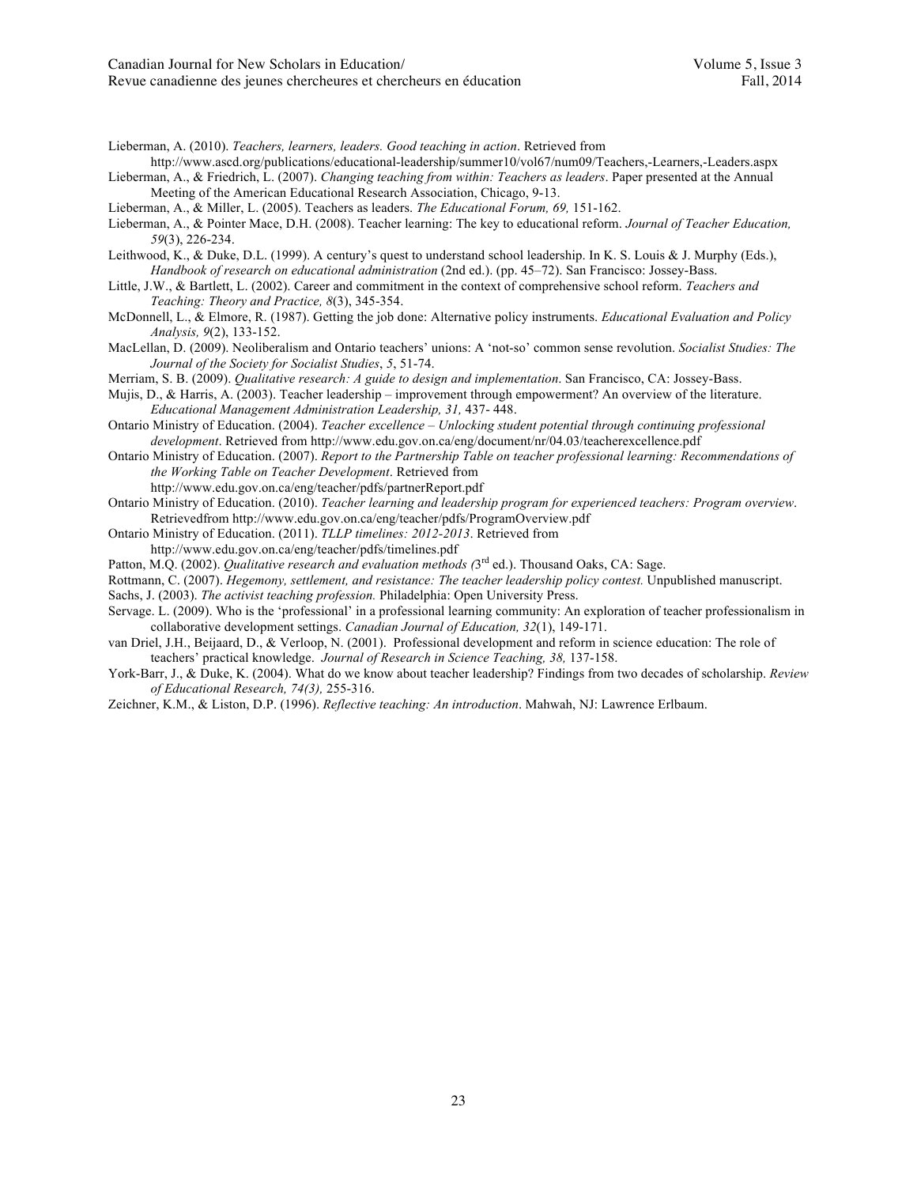Lieberman, A. (2010). *Teachers, learners, leaders. Good teaching in action*. Retrieved from http://www.ascd.org/publications/educational-leadership/summer10/vol67/num09/Teachers,-Learners,-Leaders.aspx

Lieberman, A., & Friedrich, L. (2007). *Changing teaching from within: Teachers as leaders*. Paper presented at the Annual Meeting of the American Educational Research Association, Chicago, 9-13.

Lieberman, A., & Miller, L. (2005). Teachers as leaders. *The Educational Forum, 69,* 151-162.

Lieberman, A., & Pointer Mace, D.H. (2008). Teacher learning: The key to educational reform. *Journal of Teacher Education, 59*(3), 226-234.

Leithwood, K., & Duke, D.L. (1999). A century's quest to understand school leadership. In K. S. Louis & J. Murphy (Eds.), *Handbook of research on educational administration* (2nd ed.). (pp. 45–72). San Francisco: Jossey-Bass.

Little, J.W., & Bartlett, L. (2002). Career and commitment in the context of comprehensive school reform. *Teachers and Teaching: Theory and Practice, 8*(3), 345-354.

McDonnell, L., & Elmore, R. (1987). Getting the job done: Alternative policy instruments. *Educational Evaluation and Policy Analysis, 9*(2), 133-152.

MacLellan, D. (2009). Neoliberalism and Ontario teachers' unions: A 'not-so' common sense revolution. *Socialist Studies: The Journal of the Society for Socialist Studies*, *5*, 51-74.

Merriam, S. B. (2009). *Qualitative research: A guide to design and implementation*. San Francisco, CA: Jossey-Bass.

Mujis, D., & Harris, A. (2003). Teacher leadership – improvement through empowerment? An overview of the literature. *Educational Management Administration Leadership, 31,* 437- 448.

Ontario Ministry of Education. (2004). *Teacher excellence – Unlocking student potential through continuing professional development*. Retrieved from http://www.edu.gov.on.ca/eng/document/nr/04.03/teacherexcellence.pdf

Ontario Ministry of Education. (2007). *Report to the Partnership Table on teacher professional learning: Recommendations of the Working Table on Teacher Development*. Retrieved from http://www.edu.gov.on.ca/eng/teacher/pdfs/partnerReport.pdf

Ontario Ministry of Education. (2010). *Teacher learning and leadership program for experienced teachers: Program overview*. Retrievedfrom http://www.edu.gov.on.ca/eng/teacher/pdfs/ProgramOverview.pdf

Ontario Ministry of Education. (2011). *TLLP timelines: 2012-2013*. Retrieved from http://www.edu.gov.on.ca/eng/teacher/pdfs/timelines.pdf

Patton, M.Q. (2002). *Qualitative research and evaluation methods (*3rd ed.). Thousand Oaks, CA: Sage.

Rottmann, C. (2007). *Hegemony, settlement, and resistance: The teacher leadership policy contest.* Unpublished manuscript.

Sachs, J. (2003). *The activist teaching profession.* Philadelphia: Open University Press.

Servage. L. (2009). Who is the 'professional' in a professional learning community: An exploration of teacher professionalism in collaborative development settings. *Canadian Journal of Education, 32*(1), 149-171.

van Driel, J.H., Beijaard, D., & Verloop, N. (2001). Professional development and reform in science education: The role of teachers' practical knowledge. *Journal of Research in Science Teaching, 38,* 137-158.

York-Barr, J., & Duke, K. (2004). What do we know about teacher leadership? Findings from two decades of scholarship. *Review of Educational Research, 74(3),* 255-316.

Zeichner, K.M., & Liston, D.P. (1996). *Reflective teaching: An introduction*. Mahwah, NJ: Lawrence Erlbaum.